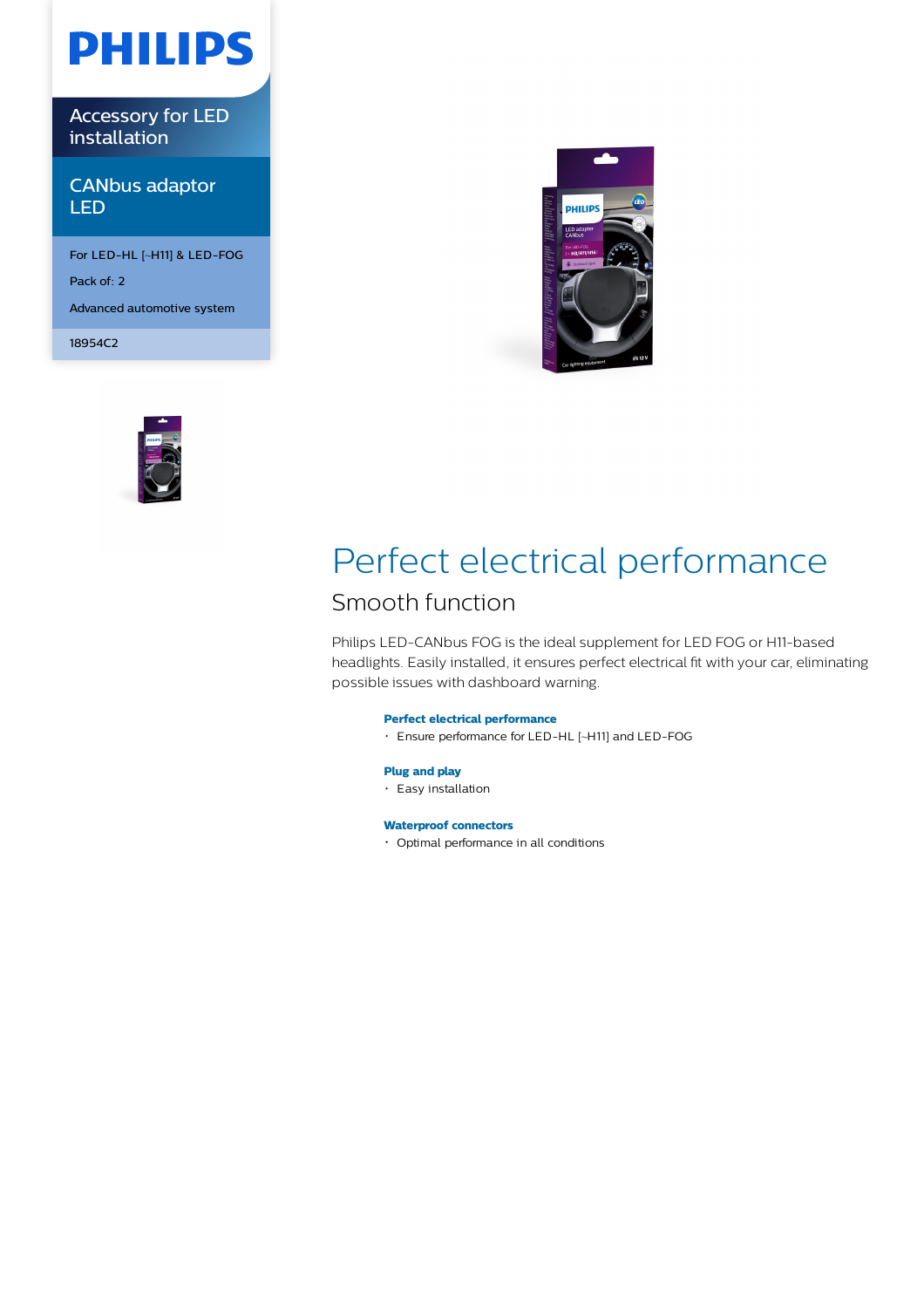PHILIPS

Accessory for LED installation

CANbus adaptor LED

For LED-HL [~H11] & LED-FOG

Pack of: 2

Advanced automotive system

18954C2

# Perfect electrical performance

## Smooth function

Philips LED-CANbus FOG is the ideal supplement for LED FOG or H11-based headlights. Easily installed, it ensures perfect electrical fit with your car, eliminating possible issues with dashboard warning.

**Perfect electrical performance**
- Ensure performance for LED-HL [~H11] and LED-FOG

**Plug and play**
- Easy installation

**Waterproof connectors**
- Optimal performance in all conditions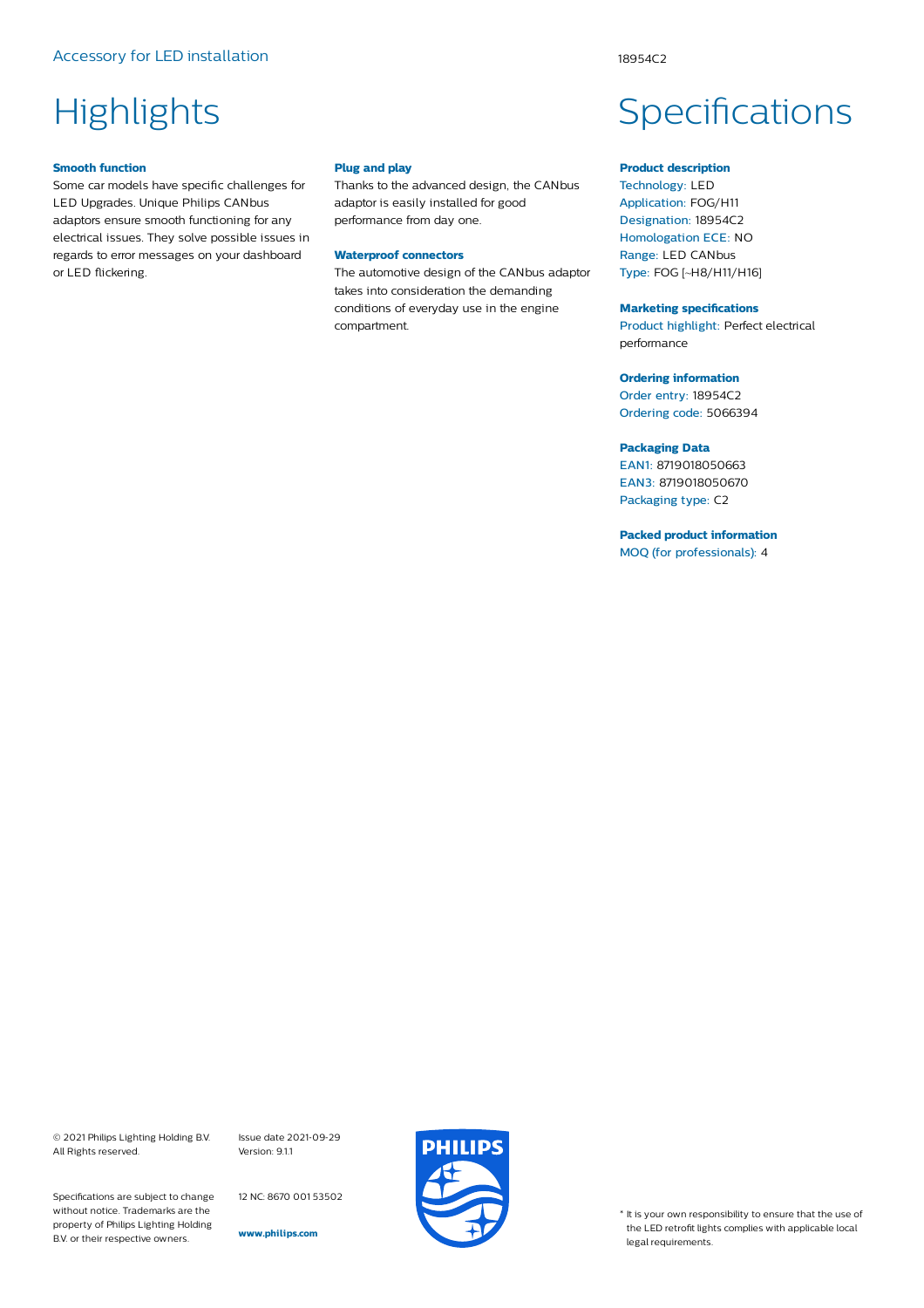Accessory for LED installation

# Highlights

**Smooth function**

Some car models have specific challenges for LED Upgrades. Unique Philips CANbus adaptors ensure smooth functioning for any electrical issues. They solve possible issues in regards to error messages on your dashboard or LED flickering.

**Plug and play**

Thanks to the advanced design, the CANbus adaptor is easily installed for good performance from day one.

**Waterproof connectors**

The automotive design of the CANbus adaptor takes into consideration the demanding conditions of everyday use in the engine compartment.

18954C2

# Specifications

**Product description**

- Technology: LED
- Application: FOG/H11
- Designation: 18954C2
- Homologation ECE: NO
- Range: LED CANbus
- Type: FOG [~H8/H11/H16]

**Marketing specifications**

- Product highlight: Perfect electrical performance

**Ordering information**

- Order entry: 18954C2
- Ordering code: 5066394

**Packaging Data**

- EAN1: 8719018050663
- EAN3: 8719018050670
- Packaging type: C2

**Packed product information**

- MOQ (for professionals): 4

© 2021 Philips Lighting Holding B.V.
All Rights reserved.

Specifications are subject to change without notice. Trademarks are the property of Philips Lighting Holding B.V. or their respective owners.

Issue date 2021-09-29
Version: 9.1.1

12 NC: 8670 001 53502

**www.philips.com**

* It is your own responsibility to ensure that the use of the LED retrofit lights complies with applicable local legal requirements.